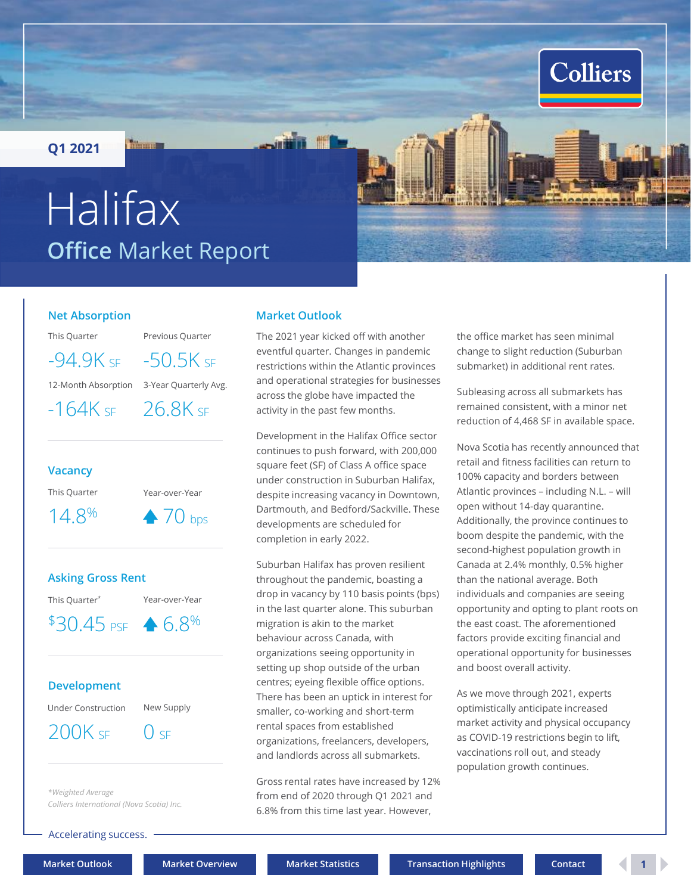Q1 2021

# Halifax

## Office Market Report

### Net Absorption

| This Quarter | Previous Quarter |
| --- | --- |
| -94.9K SF | -50.5K SF |

| 12-Month Absorption | 3-Year Quarterly Avg. |
| --- | --- |
| -164K SF | 26.8K SF |

### Vacancy

| This Quarter | Year-over-Year |
| --- | --- |
| 14.8% | ▲ 70 bps |

### Asking Gross Rent

| This Quarter* | Year-over-Year |
| --- | --- |
| $30.45 PSF | ▲ 6.8% |

### Development

| Under Construction | New Supply |
| --- | --- |
| 200K SF | 0 SF |

*\*Weighted Average*

*Colliers International (Nova Scotia) Inc.*

## Market Outlook

The 2021 year kicked off with another eventful quarter. Changes in pandemic restrictions within the Atlantic provinces and operational strategies for businesses across the globe have impacted the activity in the past few months.

Development in the Halifax Office sector continues to push forward, with 200,000 square feet (SF) of Class A office space under construction in Suburban Halifax, despite increasing vacancy in Downtown, Dartmouth, and Bedford/Sackville. These developments are scheduled for completion in early 2022.

Suburban Halifax has proven resilient throughout the pandemic, boasting a drop in vacancy by 110 basis points (bps) in the last quarter alone. This suburban migration is akin to the market behaviour across Canada, with organizations seeing opportunity in setting up shop outside of the urban centres; eyeing flexible office options. There has been an uptick in interest for smaller, co-working and short-term rental spaces from established organizations, freelancers, developers, and landlords across all submarkets.

Gross rental rates have increased by 12% from end of 2020 through Q1 2021 and 6.8% from this time last year. However, the office market has seen minimal change to slight reduction (Suburban submarket) in additional rent rates.

Subleasing across all submarkets has remained consistent, with a minor net reduction of 4,468 SF in available space.

Nova Scotia has recently announced that retail and fitness facilities can return to 100% capacity and borders between Atlantic provinces – including N.L. – will open without 14-day quarantine. Additionally, the province continues to boom despite the pandemic, with the second-highest population growth in Canada at 2.4% monthly, 0.5% higher than the national average. Both individuals and companies are seeing opportunity and opting to plant roots on the east coast. The aforementioned factors provide exciting financial and operational opportunity for businesses and boost overall activity.

As we move through 2021, experts optimistically anticipate increased market activity and physical occupancy as COVID-19 restrictions begin to lift, vaccinations roll out, and steady population growth continues.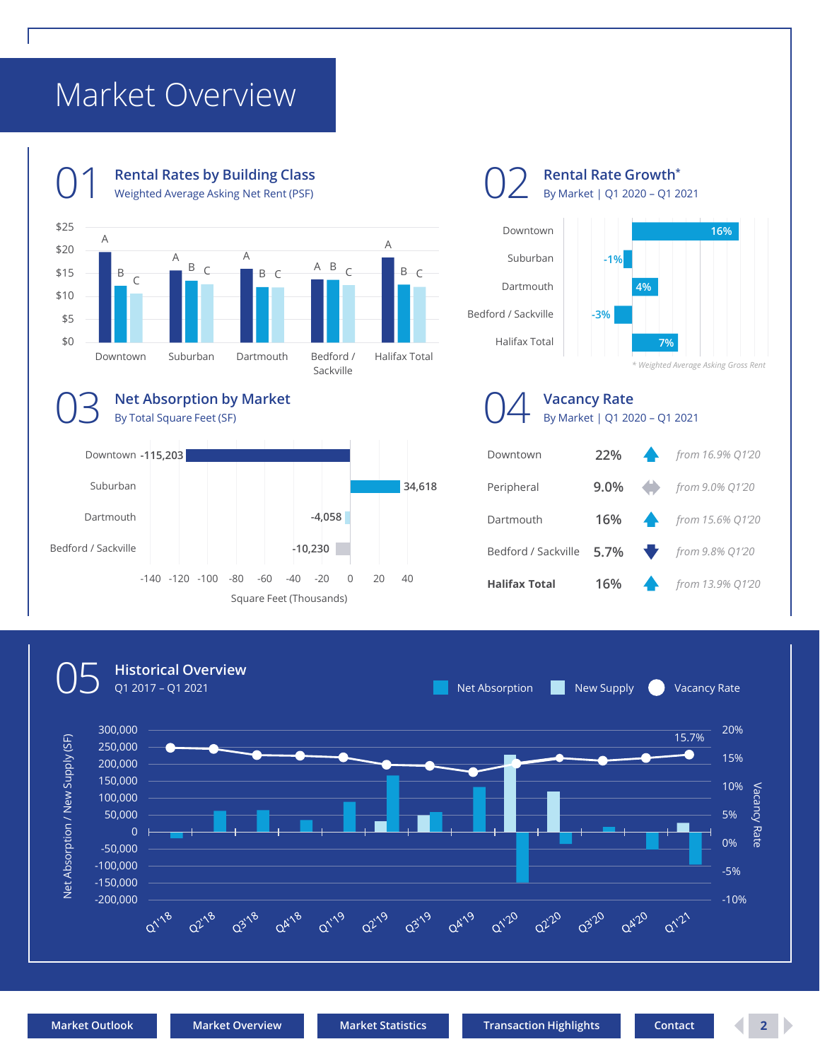# Market Overview

## 01 Rental Rates by Building Class

Weighted Average Asking Net Rent (PSF)

$25
$20
$15
$10
$5
$0

A B C — Downtown
A B C — Suburban
A B C — Dartmouth
A B C — Bedford / Sackville
A B C — Halifax Total

## 02 Rental Rate Growth*

By Market | Q1 2020 – Q1 2021

| Market | Growth |
|---|---|
| Downtown | 16% |
| Suburban | -1% |
| Dartmouth | 4% |
| Bedford / Sackville | -3% |
| Halifax Total | 7% |

*\* Weighted Average Asking Gross Rent*

## 03 Net Absorption by Market

By Total Square Feet (SF)

| Market | Net Absorption (SF) |
|---|---|
| Downtown | -115,203 |
| Suburban | 34,618 |
| Dartmouth | -4,058 |
| Bedford / Sackville | -10,230 |

-140 -120 -100 -80 -60 -40 -20 0 20 40

Square Feet (Thousands)

## 04 Vacancy Rate

By Market | Q1 2020 – Q1 2021

| Market | Vacancy Rate | Previous |
|---|---|---|
| Downtown | 22% | *from 16.9% Q1'20* |
| Peripheral | 9.0% | *from 9.0% Q1'20* |
| Dartmouth | 16% | *from 15.6% Q1'20* |
| Bedford / Sackville | 5.7% | *from 9.8% Q1'20* |
| **Halifax Total** | 16% | *from 13.9% Q1'20* |

## 05 Historical Overview

Q1 2017 – Q1 2021

Net Absorption | New Supply | Vacancy Rate

Net Absorption / New Supply (SF): 300,000 250,000 200,000 150,000 100,000 50,000 0 -50,000 -100,000 -150,000 -200,000

Vacancy Rate: 20% 15% 10% 5% 0% -5% -10%

15.7%

Q1'18 Q2'18 Q3'18 Q4'18 Q1'19 Q2'19 Q3'19 Q4'19 Q1'20 Q2'20 Q3'20 Q4'20 Q1'21

Market Outlook | Market Overview | Market Statistics | Transaction Highlights | Contact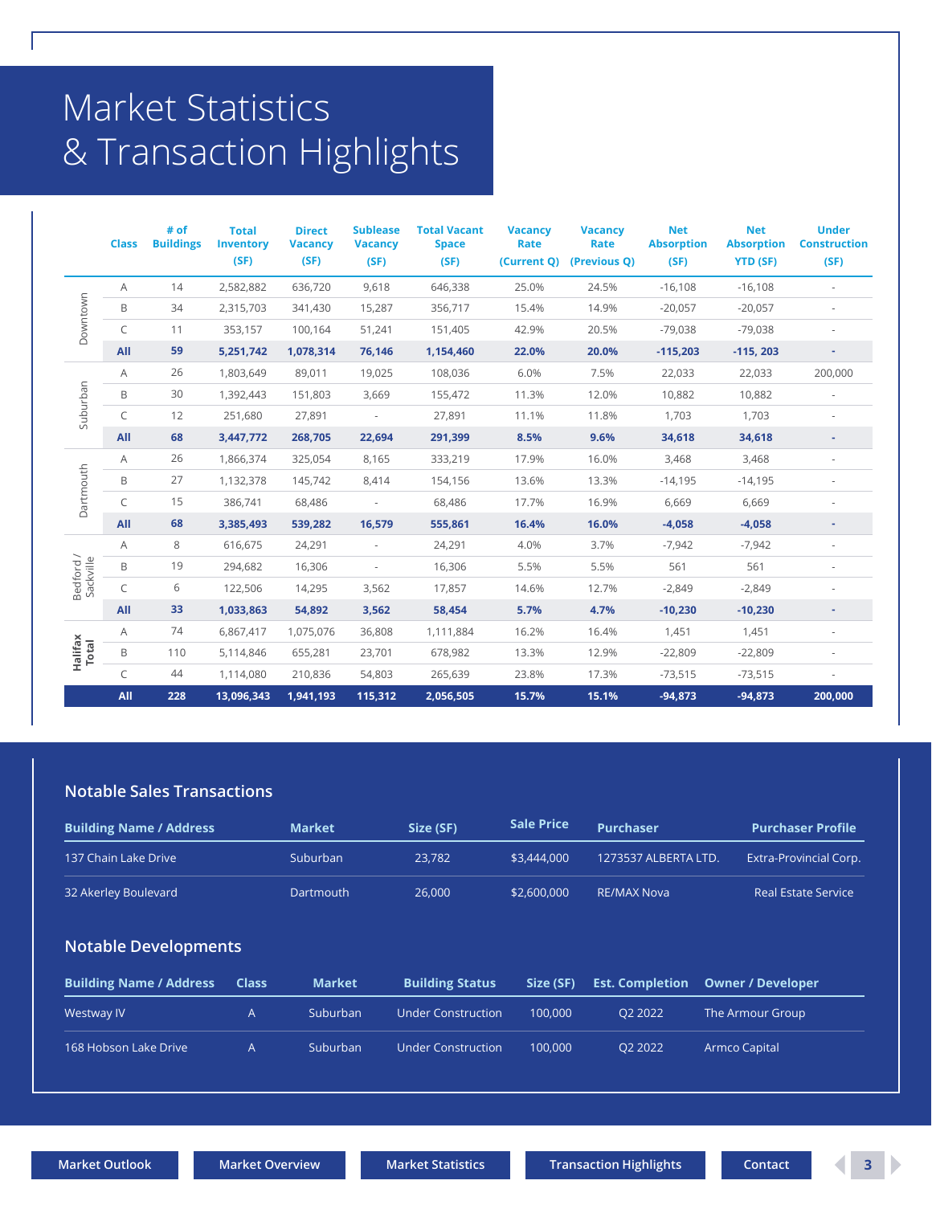# Market Statistics & Transaction Highlights

| | Class | # of Buildings | Total Inventory (SF) | Direct Vacancy (SF) | Sublease Vacancy (SF) | Total Vacant Space (SF) | Vacancy Rate (Current Q) | Vacancy Rate (Previous Q) | Net Absorption (SF) | Net Absorption YTD (SF) | Under Construction (SF) |
|---|---|---|---|---|---|---|---|---|---|---|---|
| Downtown | A | 14 | 2,582,882 | 636,720 | 9,618 | 646,338 | 25.0% | 24.5% | -16,108 | -16,108 | - |
| | B | 34 | 2,315,703 | 341,430 | 15,287 | 356,717 | 15.4% | 14.9% | -20,057 | -20,057 | - |
| | C | 11 | 353,157 | 100,164 | 51,241 | 151,405 | 42.9% | 20.5% | -79,038 | -79,038 | - |
| | **All** | **59** | **5,251,742** | **1,078,314** | **76,146** | **1,154,460** | **22.0%** | **20.0%** | **-115,203** | **-115, 203** | **-** |
| Suburban | A | 26 | 1,803,649 | 89,011 | 19,025 | 108,036 | 6.0% | 7.5% | 22,033 | 22,033 | 200,000 |
| | B | 30 | 1,392,443 | 151,803 | 3,669 | 155,472 | 11.3% | 12.0% | 10,882 | 10,882 | - |
| | C | 12 | 251,680 | 27,891 | - | 27,891 | 11.1% | 11.8% | 1,703 | 1,703 | - |
| | **All** | **68** | **3,447,772** | **268,705** | **22,694** | **291,399** | **8.5%** | **9.6%** | **34,618** | **34,618** | **-** |
| Dartmouth | A | 26 | 1,866,374 | 325,054 | 8,165 | 333,219 | 17.9% | 16.0% | 3,468 | 3,468 | - |
| | B | 27 | 1,132,378 | 145,742 | 8,414 | 154,156 | 13.6% | 13.3% | -14,195 | -14,195 | - |
| | C | 15 | 386,741 | 68,486 | - | 68,486 | 17.7% | 16.9% | 6,669 | 6,669 | - |
| | **All** | **68** | **3,385,493** | **539,282** | **16,579** | **555,861** | **16.4%** | **16.0%** | **-4,058** | **-4,058** | **-** |
| Bedford / Sackville | A | 8 | 616,675 | 24,291 | - | 24,291 | 4.0% | 3.7% | -7,942 | -7,942 | - |
| | B | 19 | 294,682 | 16,306 | - | 16,306 | 5.5% | 5.5% | 561 | 561 | - |
| | C | 6 | 122,506 | 14,295 | 3,562 | 17,857 | 14.6% | 12.7% | -2,849 | -2,849 | - |
| | **All** | **33** | **1,033,863** | **54,892** | **3,562** | **58,454** | **5.7%** | **4.7%** | **-10,230** | **-10,230** | **-** |
| **Halifax Total** | A | 74 | 6,867,417 | 1,075,076 | 36,808 | 1,111,884 | 16.2% | 16.4% | 1,451 | 1,451 | - |
| | B | 110 | 5,114,846 | 655,281 | 23,701 | 678,982 | 13.3% | 12.9% | -22,809 | -22,809 | - |
| | C | 44 | 1,114,080 | 210,836 | 54,803 | 265,639 | 23.8% | 17.3% | -73,515 | -73,515 | - |
| | **All** | **228** | **13,096,343** | **1,941,193** | **115,312** | **2,056,505** | **15.7%** | **15.1%** | **-94,873** | **-94,873** | **200,000** |

## Notable Sales Transactions

| Building Name / Address | Market | Size (SF) | Sale Price | Purchaser | Purchaser Profile |
|---|---|---|---|---|---|
| 137 Chain Lake Drive | Suburban | 23,782 | $3,444,000 | 1273537 ALBERTA LTD. | Extra-Provincial Corp. |
| 32 Akerley Boulevard | Dartmouth | 26,000 | $2,600,000 | RE/MAX Nova | Real Estate Service |

## Notable Developments

| Building Name / Address | Class | Market | Building Status | Size (SF) | Est. Completion | Owner / Developer |
|---|---|---|---|---|---|---|
| Westway IV | A | Suburban | Under Construction | 100,000 | Q2 2022 | The Armour Group |
| 168 Hobson Lake Drive | A | Suburban | Under Construction | 100,000 | Q2 2022 | Armco Capital |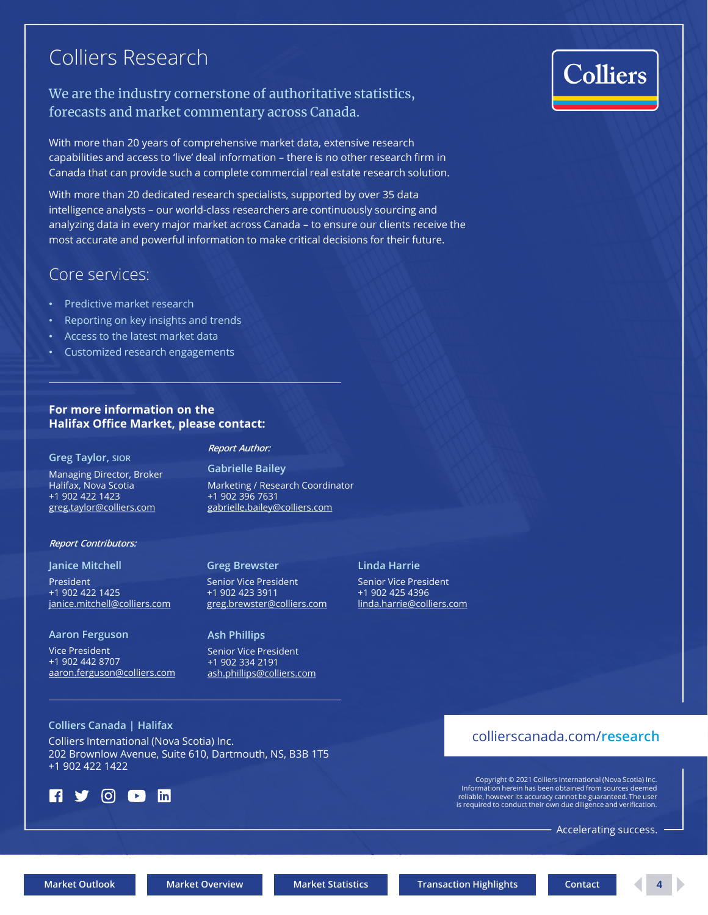# Colliers Research

## We are the industry cornerstone of authoritative statistics, forecasts and market commentary across Canada.

With more than 20 years of comprehensive market data, extensive research capabilities and access to 'live' deal information – there is no other research firm in Canada that can provide such a complete commercial real estate research solution.

With more than 20 dedicated research specialists, supported by over 35 data intelligence analysts – our world-class researchers are continuously sourcing and analyzing data in every major market across Canada – to ensure our clients receive the most accurate and powerful information to make critical decisions for their future.

## Core services:

- Predictive market research
- Reporting on key insights and trends
- Access to the latest market data
- Customized research engagements

**For more information on the Halifax Office Market, please contact:**

**Greg Taylor**, SIOR
Managing Director, Broker
Halifax, Nova Scotia
+1 902 422 1423
greg.taylor@colliers.com

*Report Author:*

**Gabrielle Bailey**
Marketing / Research Coordinator
+1 902 396 7631
gabrielle.bailey@colliers.com

*Report Contributors:*

**Janice Mitchell**
President
+1 902 422 1425
janice.mitchell@colliers.com

**Greg Brewster**
Senior Vice President
+1 902 423 3911
greg.brewster@colliers.com

**Linda Harrie**
Senior Vice President
+1 902 425 4396
linda.harrie@colliers.com

**Aaron Ferguson**
Vice President
+1 902 442 8707
aaron.ferguson@colliers.com

**Ash Phillips**
Senior Vice President
+1 902 334 2191
ash.phillips@colliers.com

**Colliers Canada | Halifax**
Colliers International (Nova Scotia) Inc.
202 Brownlow Avenue, Suite 610, Dartmouth, NS, B3B 1T5
+1 902 422 1422

collierscanada.com/research

Copyright © 2021 Colliers International (Nova Scotia) Inc. Information herein has been obtained from sources deemed reliable, however its accuracy cannot be guaranteed. The user is required to conduct their own due diligence and verification.

Accelerating success.

Market Outlook | Market Overview | Market Statistics | Transaction Highlights | Contact